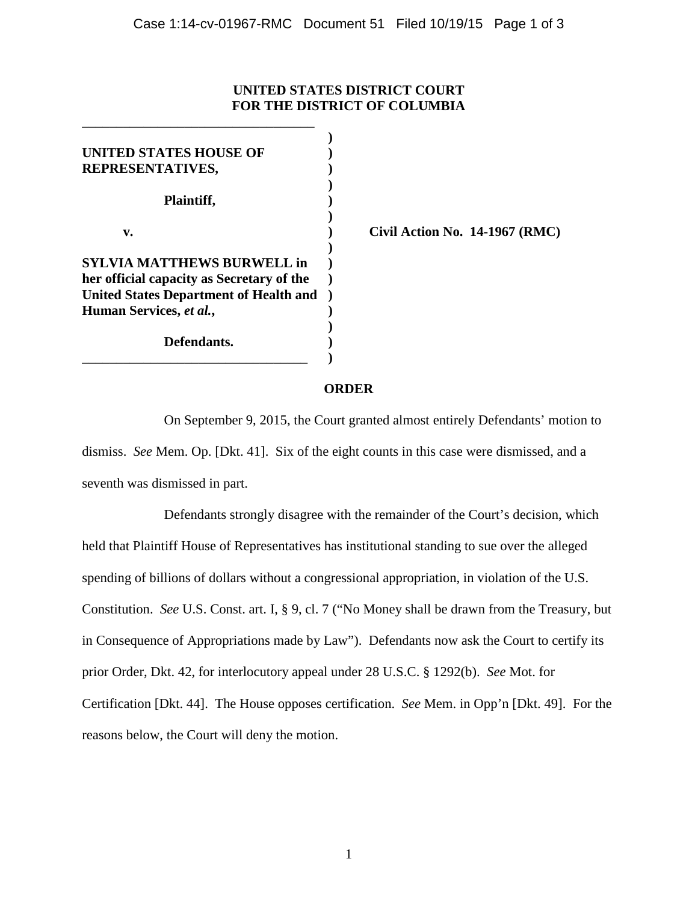**UNITED STATES DISTRICT COURT**
**FOR THE DISTRICT OF COLUMBIA**

| | | |
|---|---|---|
| **UNITED STATES HOUSE OF REPRESENTATIVES,** | ) | |
| **Plaintiff,** | ) | |
| **v.** | ) | **Civil Action No. 14-1967 (RMC)** |
| **SYLVIA MATTHEWS BURWELL in her official capacity as Secretary of the United States Department of Health and Human Services, *et al.*,** | ) | |
| **Defendants.** | ) | |

## ORDER

On September 9, 2015, the Court granted almost entirely Defendants' motion to dismiss. *See* Mem. Op. [Dkt. 41]. Six of the eight counts in this case were dismissed, and a seventh was dismissed in part.

Defendants strongly disagree with the remainder of the Court's decision, which held that Plaintiff House of Representatives has institutional standing to sue over the alleged spending of billions of dollars without a congressional appropriation, in violation of the U.S. Constitution. *See* U.S. Const. art. I, § 9, cl. 7 ("No Money shall be drawn from the Treasury, but in Consequence of Appropriations made by Law"). Defendants now ask the Court to certify its prior Order, Dkt. 42, for interlocutory appeal under 28 U.S.C. § 1292(b). *See* Mot. for Certification [Dkt. 44]. The House opposes certification. *See* Mem. in Opp'n [Dkt. 49]. For the reasons below, the Court will deny the motion.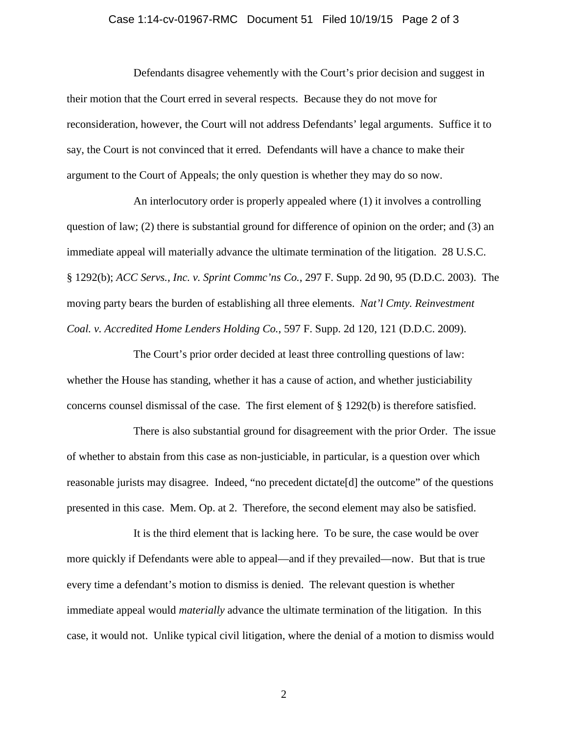Defendants disagree vehemently with the Court's prior decision and suggest in their motion that the Court erred in several respects. Because they do not move for reconsideration, however, the Court will not address Defendants' legal arguments. Suffice it to say, the Court is not convinced that it erred. Defendants will have a chance to make their argument to the Court of Appeals; the only question is whether they may do so now.

An interlocutory order is properly appealed where (1) it involves a controlling question of law; (2) there is substantial ground for difference of opinion on the order; and (3) an immediate appeal will materially advance the ultimate termination of the litigation. 28 U.S.C. § 1292(b); *ACC Servs., Inc. v. Sprint Commc'ns Co.*, 297 F. Supp. 2d 90, 95 (D.D.C. 2003). The moving party bears the burden of establishing all three elements. *Nat'l Cmty. Reinvestment Coal. v. Accredited Home Lenders Holding Co.*, 597 F. Supp. 2d 120, 121 (D.D.C. 2009).

The Court's prior order decided at least three controlling questions of law: whether the House has standing, whether it has a cause of action, and whether justiciability concerns counsel dismissal of the case. The first element of § 1292(b) is therefore satisfied.

There is also substantial ground for disagreement with the prior Order. The issue of whether to abstain from this case as non-justiciable, in particular, is a question over which reasonable jurists may disagree. Indeed, "no precedent dictate[d] the outcome" of the questions presented in this case. Mem. Op. at 2. Therefore, the second element may also be satisfied.

It is the third element that is lacking here. To be sure, the case would be over more quickly if Defendants were able to appeal—and if they prevailed—now. But that is true every time a defendant's motion to dismiss is denied. The relevant question is whether immediate appeal would *materially* advance the ultimate termination of the litigation. In this case, it would not. Unlike typical civil litigation, where the denial of a motion to dismiss would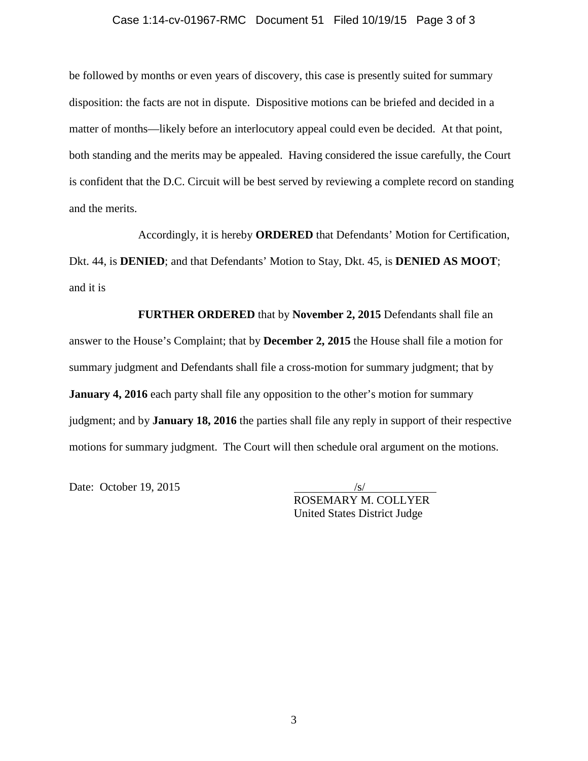be followed by months or even years of discovery, this case is presently suited for summary disposition: the facts are not in dispute. Dispositive motions can be briefed and decided in a matter of months—likely before an interlocutory appeal could even be decided. At that point, both standing and the merits may be appealed. Having considered the issue carefully, the Court is confident that the D.C. Circuit will be best served by reviewing a complete record on standing and the merits.

Accordingly, it is hereby **ORDERED** that Defendants' Motion for Certification, Dkt. 44, is **DENIED**; and that Defendants' Motion to Stay, Dkt. 45, is **DENIED AS MOOT**; and it is

**FURTHER ORDERED** that by **November 2, 2015** Defendants shall file an answer to the House's Complaint; that by **December 2, 2015** the House shall file a motion for summary judgment and Defendants shall file a cross-motion for summary judgment; that by **January 4, 2016** each party shall file any opposition to the other's motion for summary judgment; and by **January 18, 2016** the parties shall file any reply in support of their respective motions for summary judgment. The Court will then schedule oral argument on the motions.

Date: October 19, 2015

/s/
ROSEMARY M. COLLYER
United States District Judge